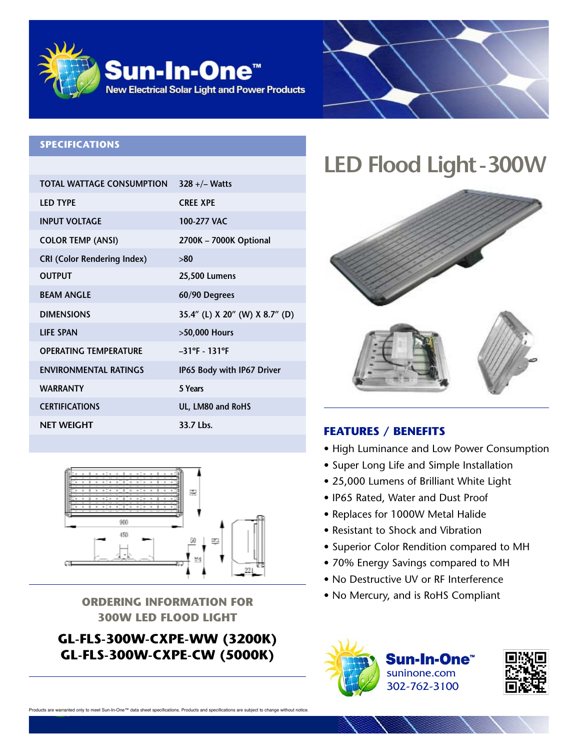# Sun-In-One™

New Electrical Solar Light and Power Products

# LED Flood Light - 300W

## SPECIFICATIONS

| | |
|---|---|
| TOTAL WATTAGE CONSUMPTION | 328 +/– Watts |
| LED TYPE | CREE XPE |
| INPUT VOLTAGE | 100-277 VAC |
| COLOR TEMP (ANSI) | 2700K – 7000K Optional |
| CRI (Color Rendering Index) | >80 |
| OUTPUT | 25,500 Lumens |
| BEAM ANGLE | 60/90 Degrees |
| DIMENSIONS | 35.4" (L) X 20" (W) X 8.7" (D) |
| LIFE SPAN | >50,000 Hours |
| OPERATING TEMPERATURE | –31°F - 131°F |
| ENVIRONMENTAL RATINGS | IP65 Body with IP67 Driver |
| WARRANTY | 5 Years |
| CERTIFICATIONS | UL, LM80 and RoHS |
| NET WEIGHT | 33.7 Lbs. |

## FEATURES / BENEFITS

- High Luminance and Low Power Consumption
- Super Long Life and Simple Installation
- 25,000 Lumens of Brilliant White Light
- IP65 Rated, Water and Dust Proof
- Replaces for 1000W Metal Halide
- Resistant to Shock and Vibration
- Superior Color Rendition compared to MH
- 70% Energy Savings compared to MH
- No Destructive UV or RF Interference
- No Mercury, and is RoHS Compliant

## ORDERING INFORMATION FOR 300W LED FLOOD LIGHT

**GL-FLS-300W-CXPE-WW (3200K)**
**GL-FLS-300W-CXPE-CW (5000K)**

**Sun-In-One™**
suninone.com
302-762-3100

Products are warranted only to meet Sun-In-One™ data sheet specifications. Products and specifications are subject to change without notice.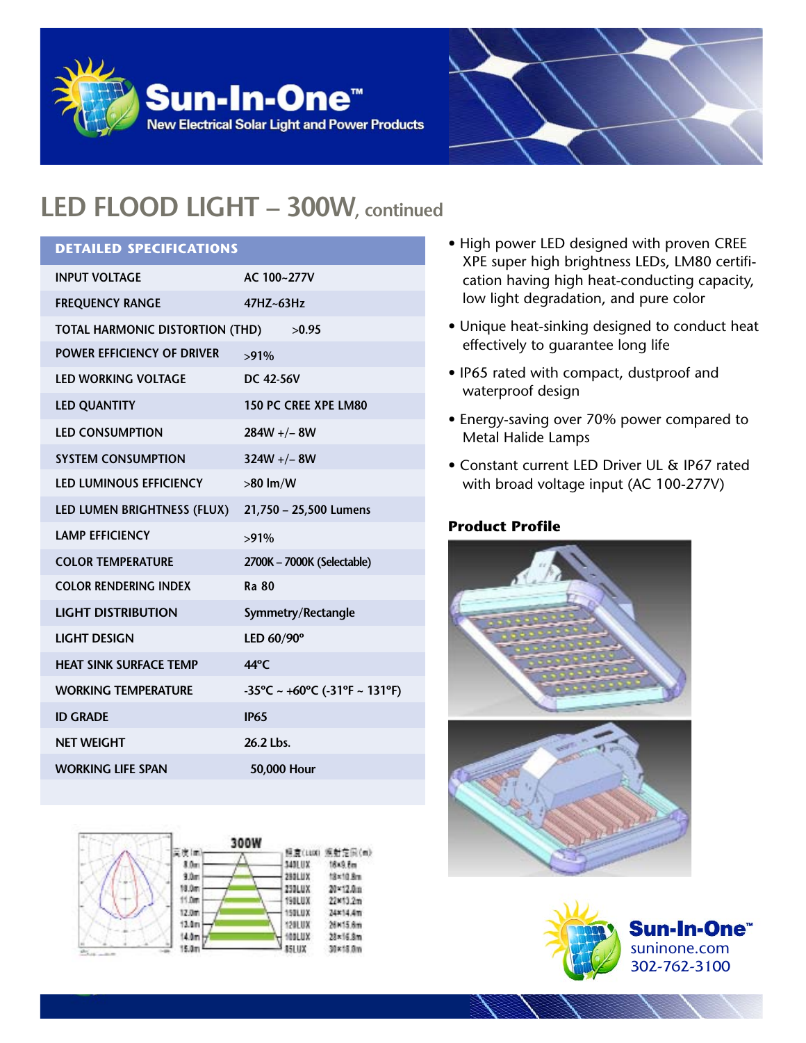# LED FLOOD LIGHT – 300W, continued

| DETAILED SPECIFICATIONS | |
|---|---|
| INPUT VOLTAGE | AC 100~277V |
| FREQUENCY RANGE | 47HZ~63Hz |
| TOTAL HARMONIC DISTORTION (THD) | >0.95 |
| POWER EFFICIENCY OF DRIVER | >91% |
| LED WORKING VOLTAGE | DC 42-56V |
| LED QUANTITY | 150 PC CREE XPE LM80 |
| LED CONSUMPTION | 284W +/– 8W |
| SYSTEM CONSUMPTION | 324W +/– 8W |
| LED LUMINOUS EFFICIENCY | >80 lm/W |
| LED LUMEN BRIGHTNESS (FLUX) | 21,750 – 25,500 Lumens |
| LAMP EFFICIENCY | >91% |
| COLOR TEMPERATURE | 2700K – 7000K (Selectable) |
| COLOR RENDERING INDEX | Ra 80 |
| LIGHT DISTRIBUTION | Symmetry/Rectangle |
| LIGHT DESIGN | LED 60/90º |
| HEAT SINK SURFACE TEMP | 44°C |
| WORKING TEMPERATURE | -35°C ~ +60°C (-31°F ~ 131°F) |
| ID GRADE | IP65 |
| NET WEIGHT | 26.2 Lbs. |
| WORKING LIFE SPAN | 50,000 Hour |

300W

| 高度(m) | 照度(LUX) | 照射范围(m) |
|---|---|---|
| 8.0m | 340LUX | 16×9.6m |
| 9.0m | 280LUX | 18×10.8m |
| 10.0m | 230LUX | 20×12.0m |
| 11.0m | 190LUX | 22×13.2m |
| 12.0m | 150LUX | 24×14.4m |
| 13.0m | 120LUX | 26×15.6m |
| 14.0m | 100LUX | 28×16.8m |
| 15.0m | 85LUX | 30×18.0m |

- High power LED designed with proven CREE XPE super high brightness LEDs, LM80 certification having high heat-conducting capacity, low light degradation, and pure color
- Unique heat-sinking designed to conduct heat effectively to guarantee long life
- IP65 rated with compact, dustproof and waterproof design
- Energy-saving over 70% power compared to Metal Halide Lamps
- Constant current LED Driver UL & IP67 rated with broad voltage input (AC 100-277V)

**Product Profile**

Sun-In-One™
suninone.com
302-762-3100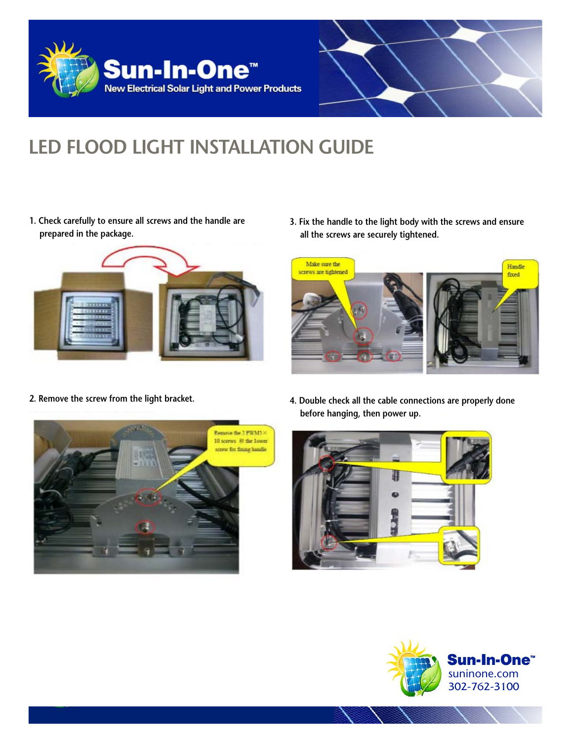# LED FLOOD LIGHT INSTALLATION GUIDE

1. Check carefully to ensure all screws and the handle are prepared in the package.

2. Remove the screw from the light bracket.

3. Fix the handle to the light body with the screws and ensure all the screws are securely tightened.

4. Double check all the cable connections are properly done before hanging, then power up.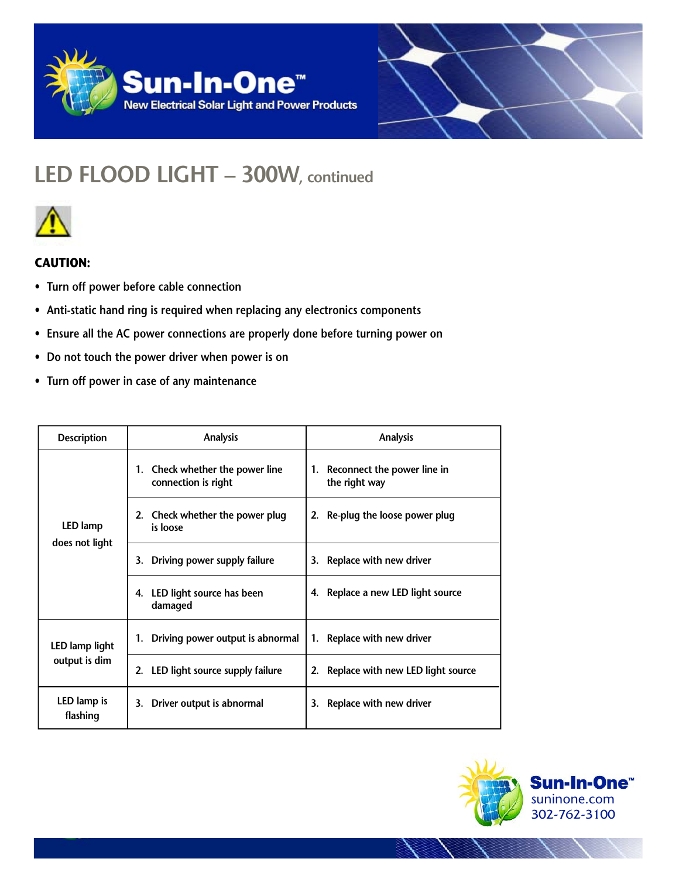## LED FLOOD LIGHT – 300W, continued

**CAUTION:**

- Turn off power before cable connection
- Anti-static hand ring is required when replacing any electronics components
- Ensure all the AC power connections are properly done before turning power on
- Do not touch the power driver when power is on
- Turn off power in case of any maintenance

| Description | Analysis | Analysis |
|---|---|---|
| LED lamp does not light | 1. Check whether the power line connection is right | 1. Reconnect the power line in the right way |
| | 2. Check whether the power plug is loose | 2. Re-plug the loose power plug |
| | 3. Driving power supply failure | 3. Replace with new driver |
| | 4. LED light source has been damaged | 4. Replace a new LED light source |
| LED lamp light output is dim | 1. Driving power output is abnormal | 1. Replace with new driver |
| | 2. LED light source supply failure | 2. Replace with new LED light source |
| LED lamp is flashing | 3. Driver output is abnormal | 3. Replace with new driver |

Sun-In-One™
suninone.com
302-762-3100